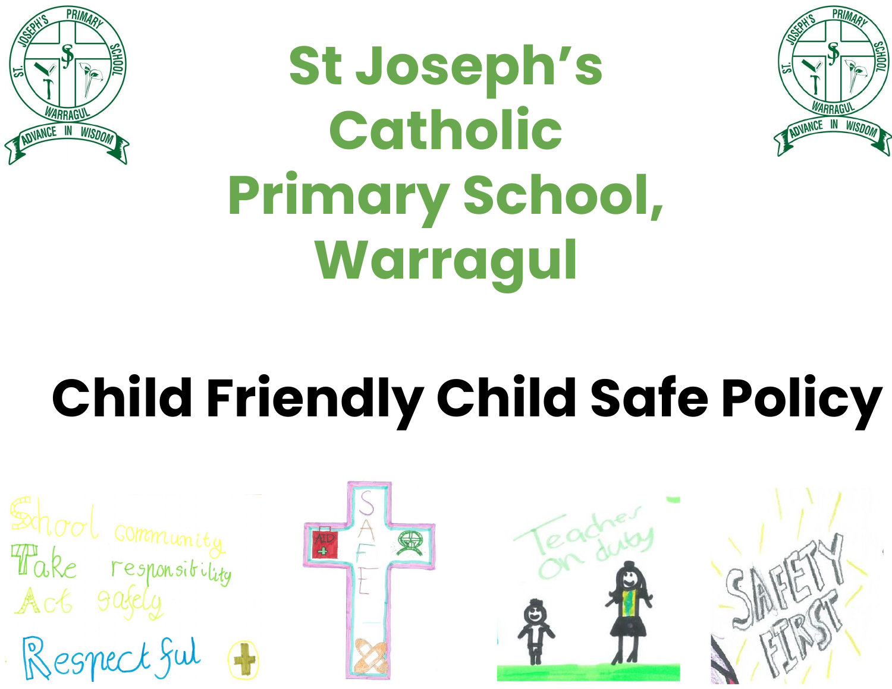# St Joseph's Catholic Primary School, Warragul

# Child Friendly Child Safe Policy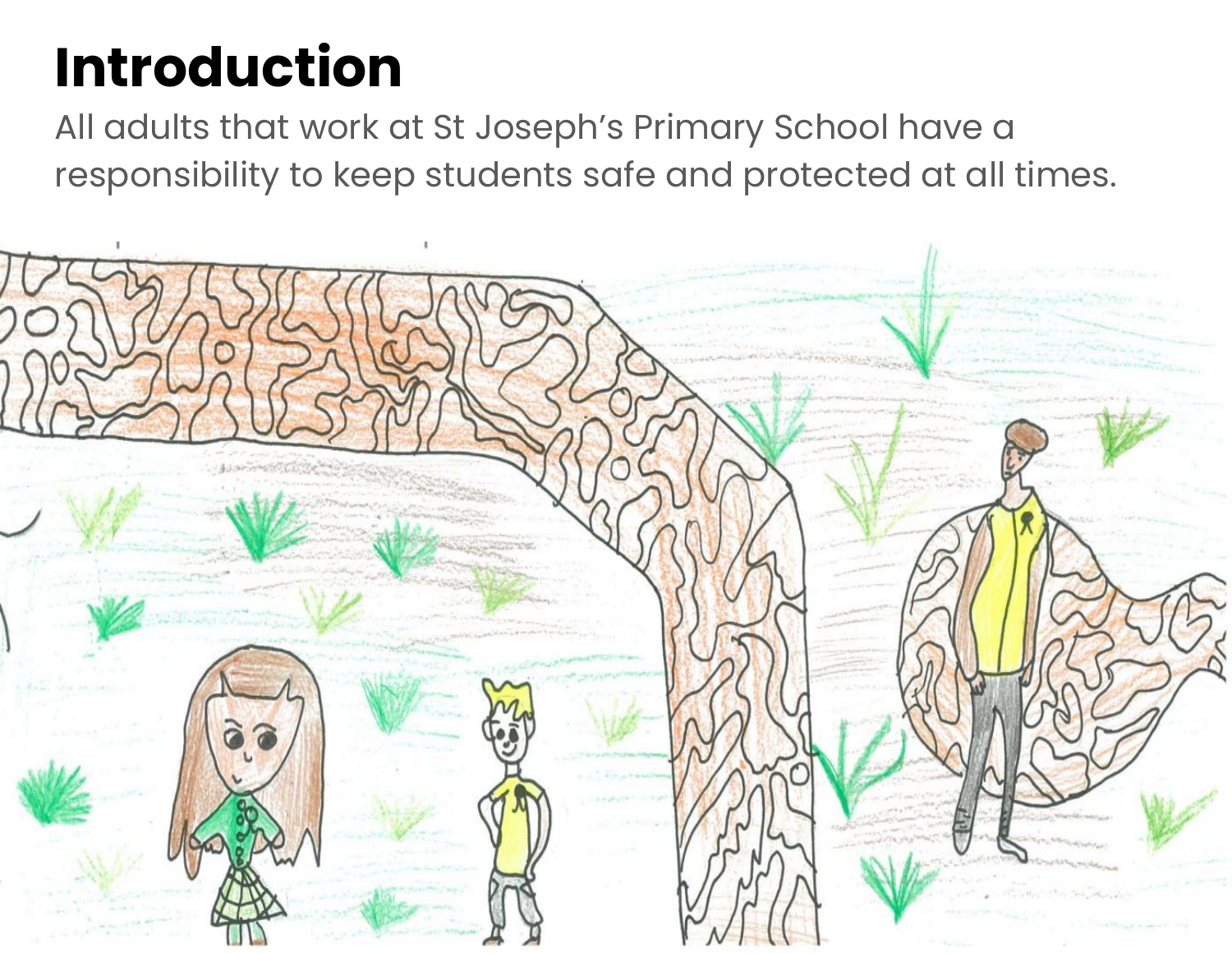# Introduction

All adults that work at St Joseph's Primary School have a responsibility to keep students safe and protected at all times.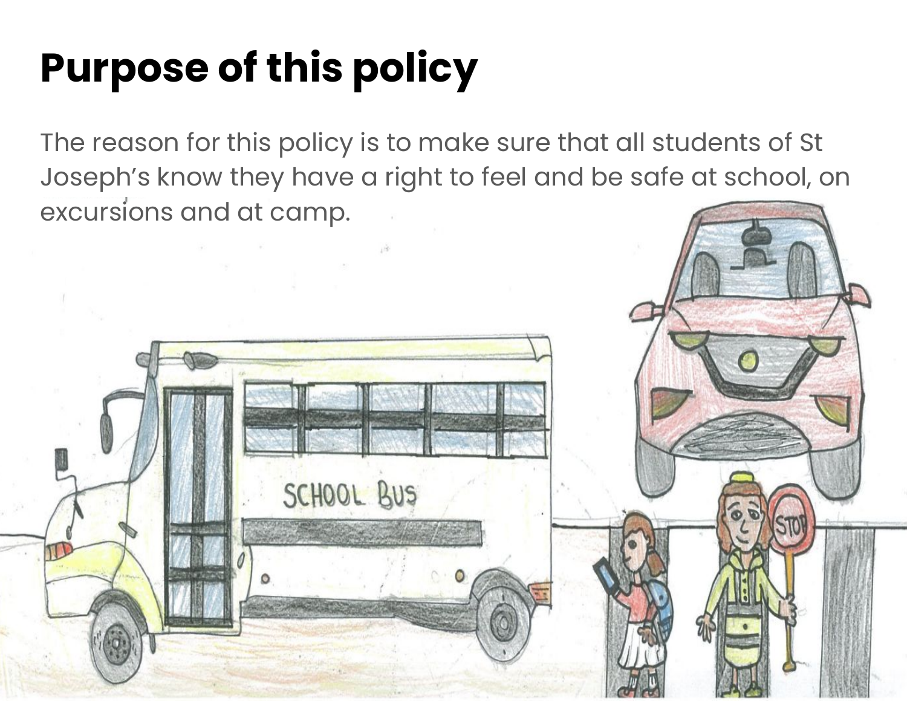# Purpose of this policy

The reason for this policy is to make sure that all students of St Joseph's know they have a right to feel and be safe at school, on excursions and at camp.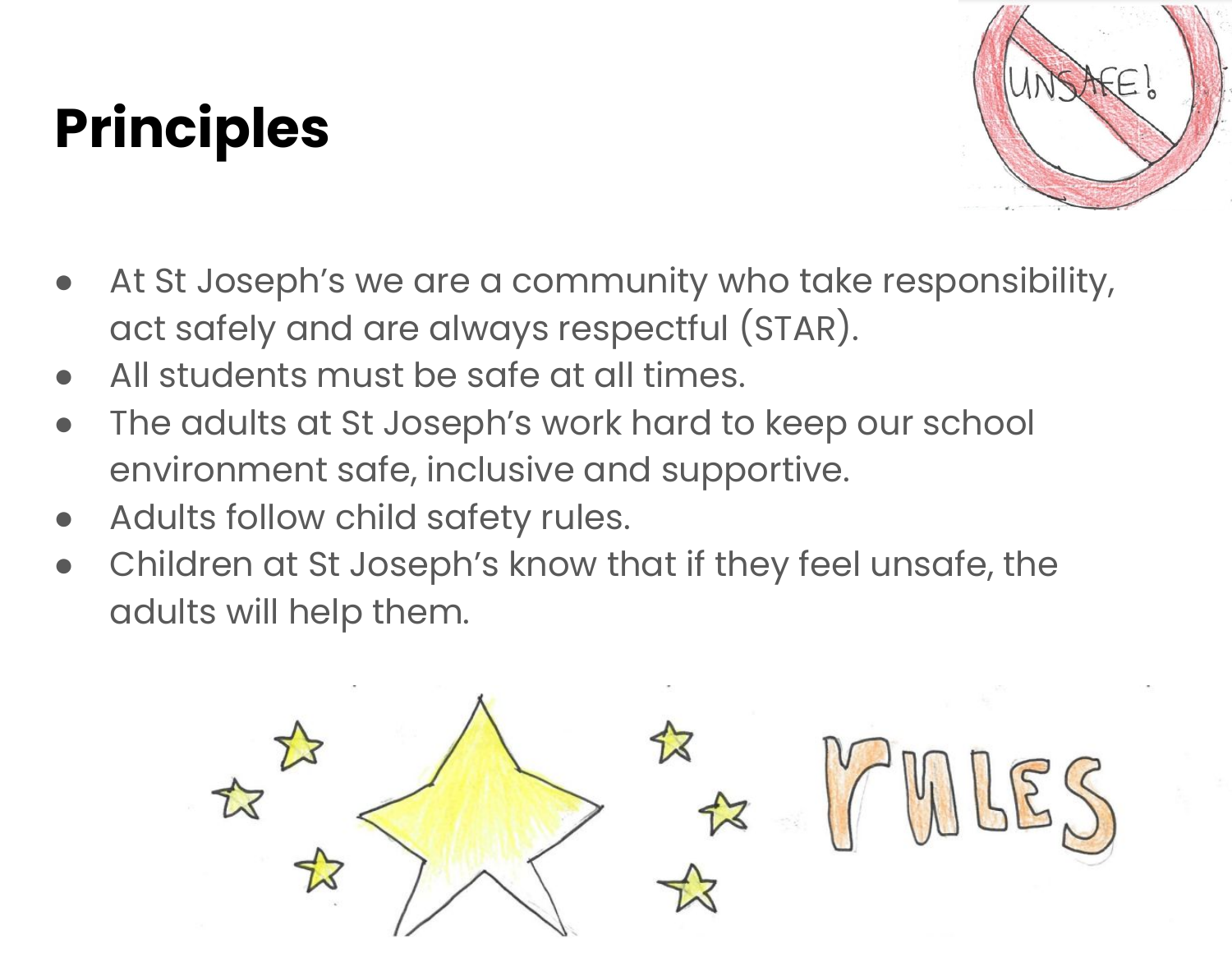# Principles

- At St Joseph's we are a community who take responsibility, act safely and are always respectful (STAR).
- All students must be safe at all times.
- The adults at St Joseph's work hard to keep our school environment safe, inclusive and supportive.
- Adults follow child safety rules.
- Children at St Joseph's know that if they feel unsafe, the adults will help them.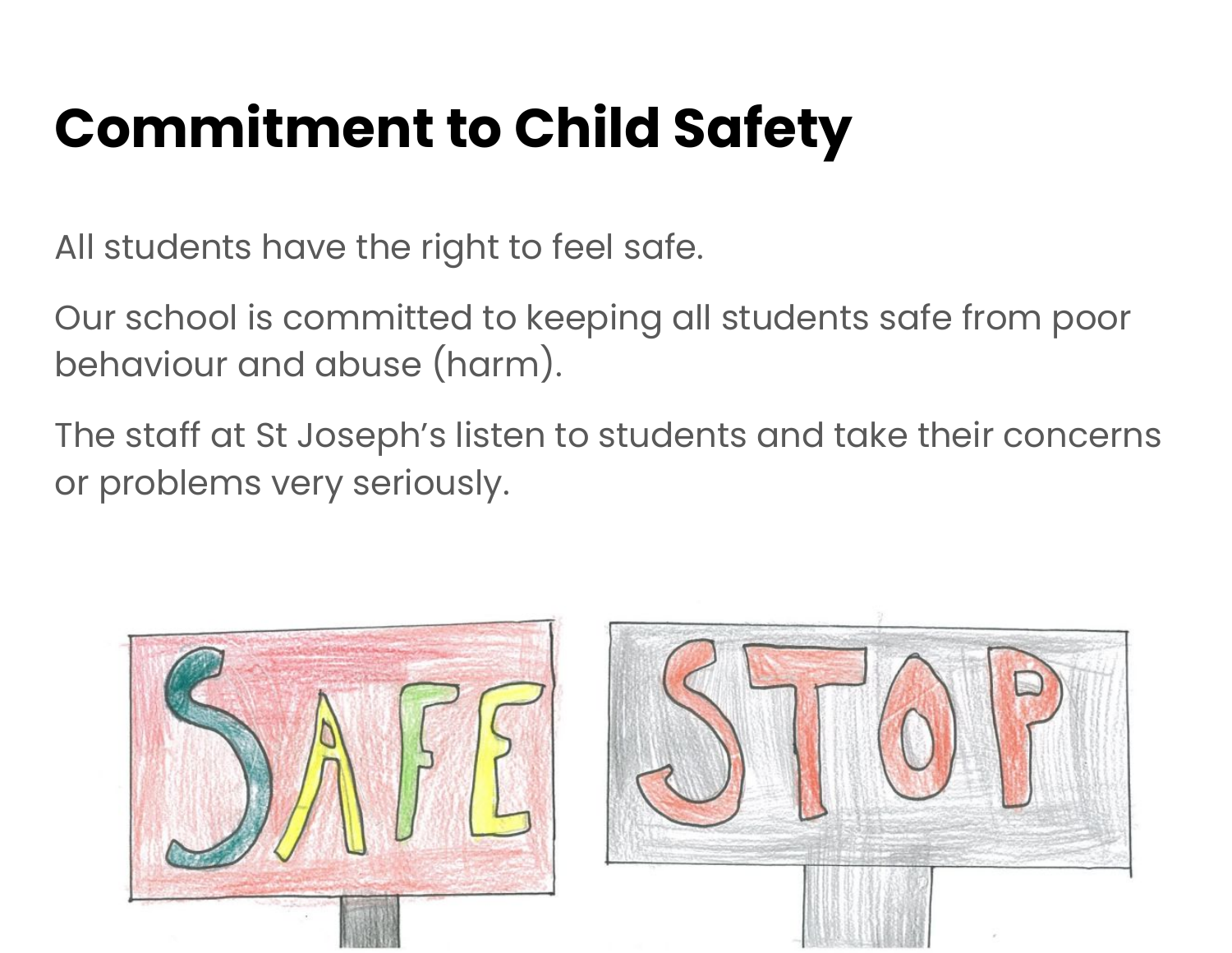# Commitment to Child Safety

All students have the right to feel safe.

Our school is committed to keeping all students safe from poor behaviour and abuse (harm).

The staff at St Joseph's listen to students and take their concerns or problems very seriously.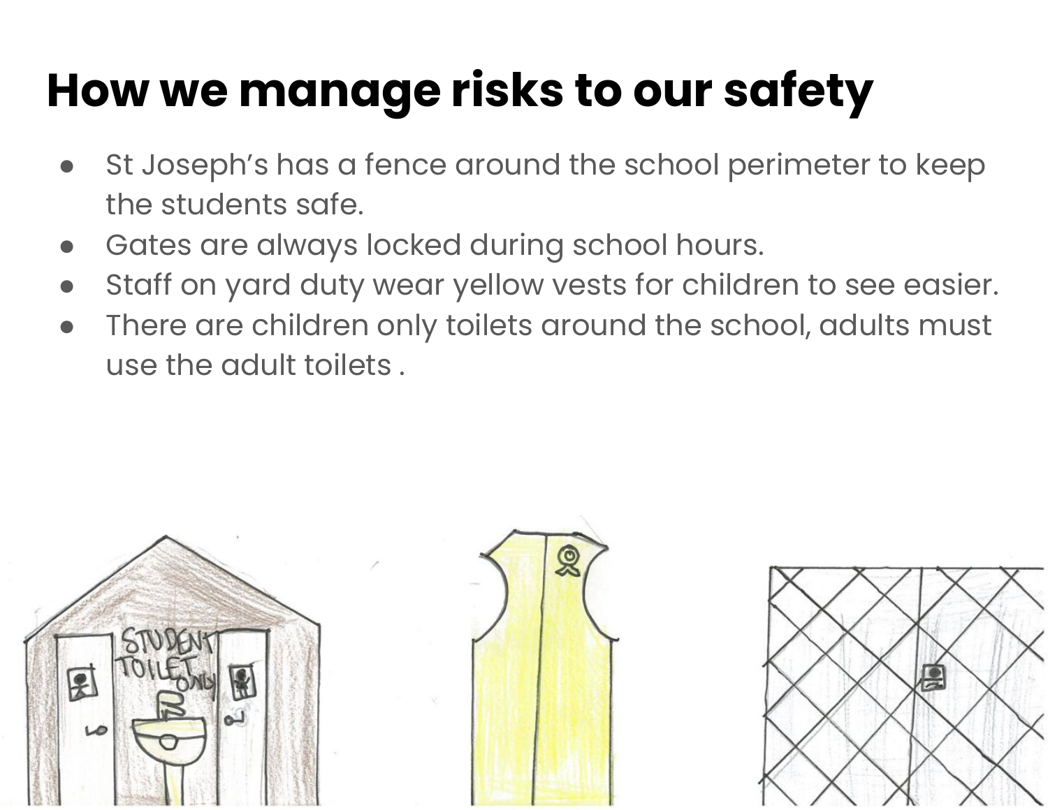# How we manage risks to our safety

- St Joseph's has a fence around the school perimeter to keep the students safe.
- Gates are always locked during school hours.
- Staff on yard duty wear yellow vests for children to see easier.
- There are children only toilets around the school, adults must use the adult toilets .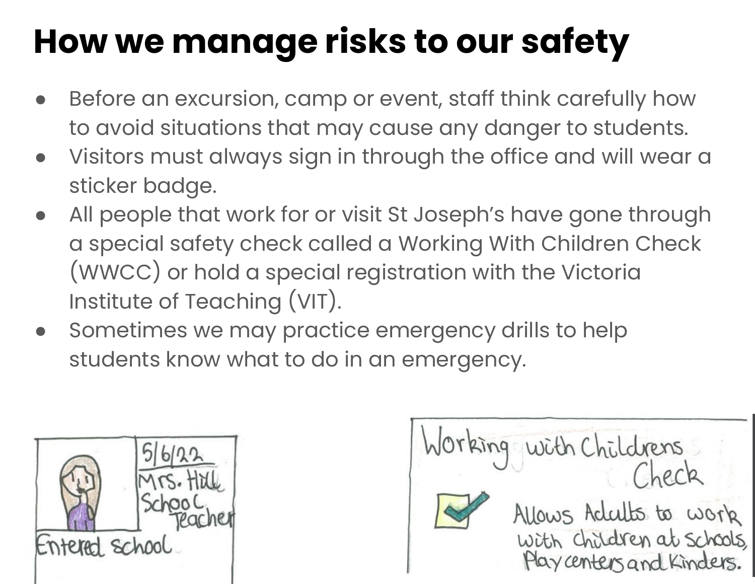# How we manage risks to our safety

- Before an excursion, camp or event, staff think carefully how to avoid situations that may cause any danger to students.
- Visitors must always sign in through the office and will wear a sticker badge.
- All people that work for or visit St Joseph's have gone through a special safety check called a Working With Children Check (WWCC) or hold a special registration with the Victoria Institute of Teaching (VIT).
- Sometimes we may practice emergency drills to help students know what to do in an emergency.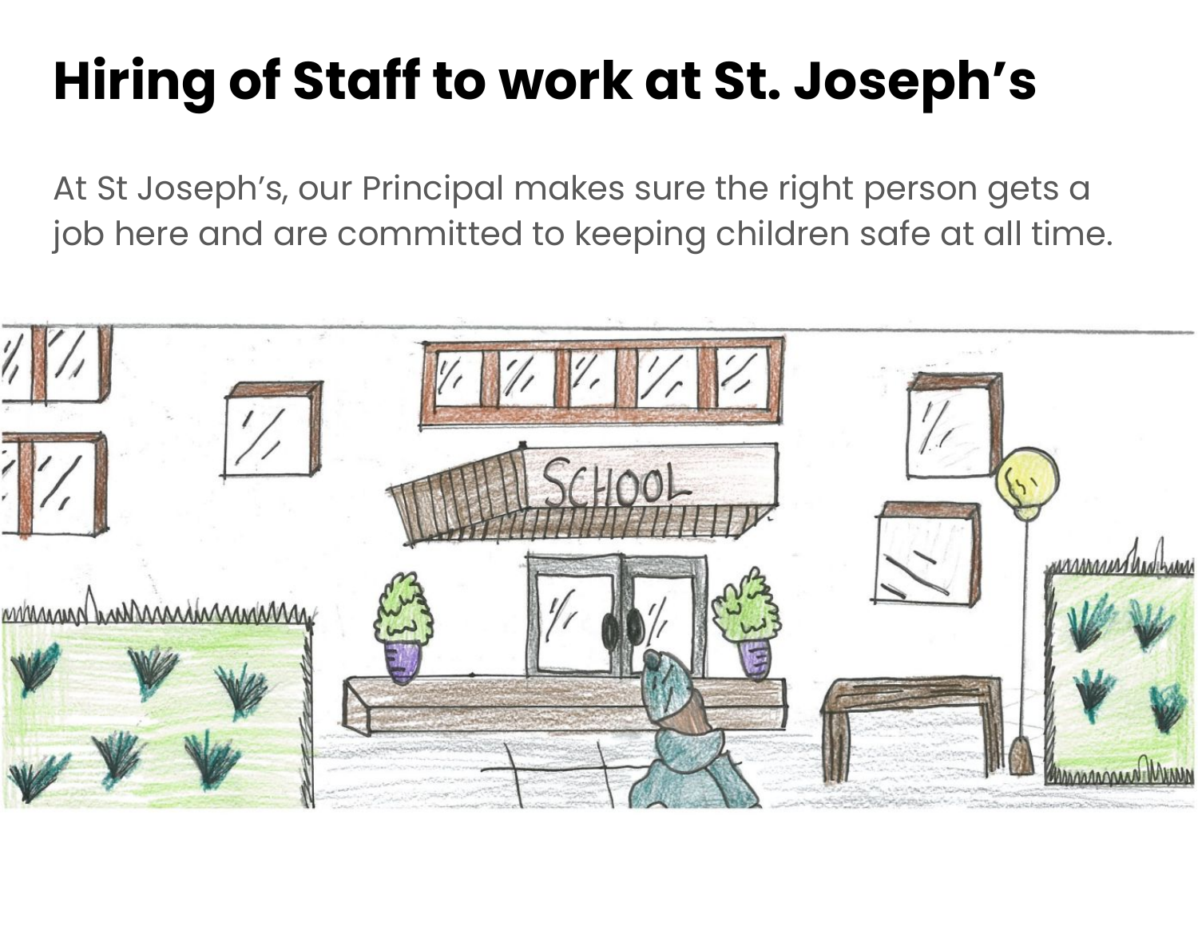# Hiring of Staff to work at St. Joseph's

At St Joseph's, our Principal makes sure the right person gets a job here and are committed to keeping children safe at all time.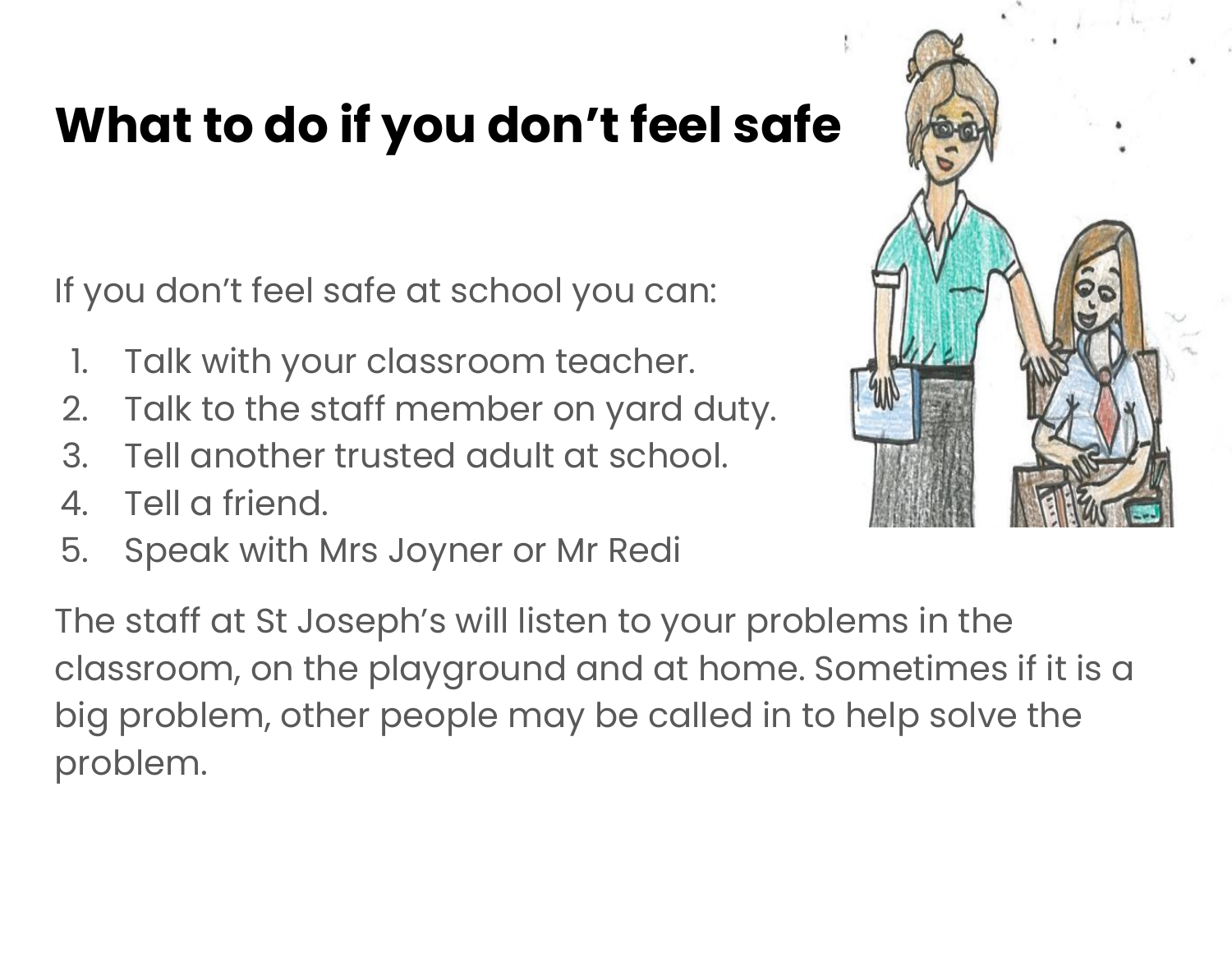# What to do if you don't feel safe

If you don't feel safe at school you can:

1. Talk with your classroom teacher.
2. Talk to the staff member on yard duty.
3. Tell another trusted adult at school.
4. Tell a friend.
5. Speak with Mrs Joyner or Mr Redi

The staff at St Joseph's will listen to your problems in the classroom, on the playground and at home. Sometimes if it is a big problem, other people may be called in to help solve the problem.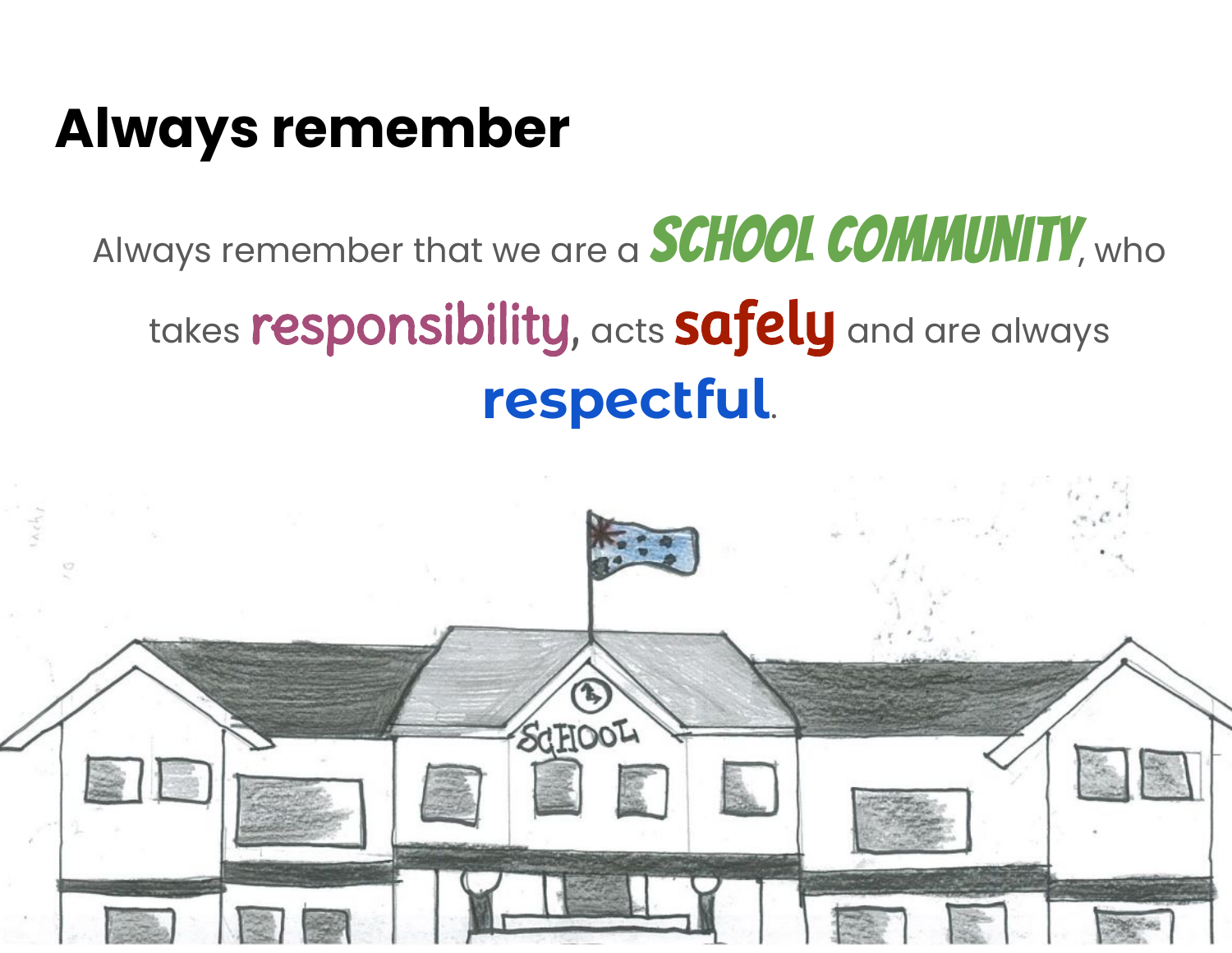# Always remember

Always remember that we are a **SCHOOL COMMUNITY**, who takes **responsibility**, acts **safely** and are always **respectful**.